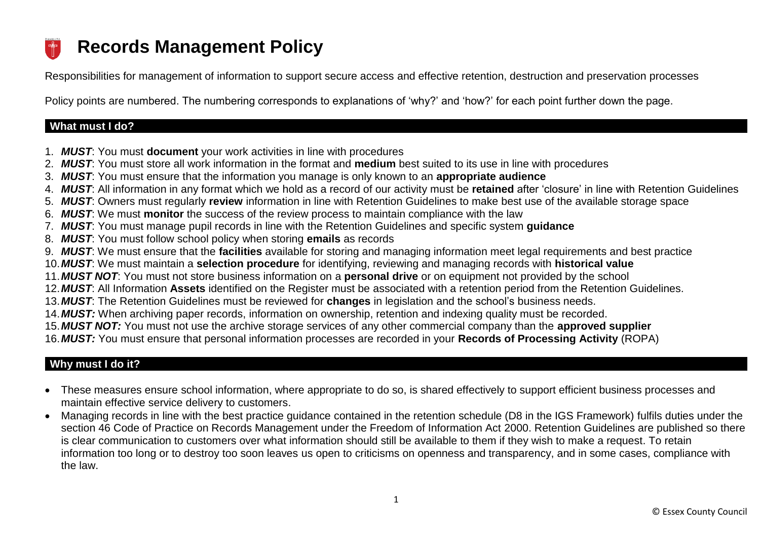# Records Management Policy

Responsibilities for management of information to support secure access and effective retention, destruction and preservation processes

Policy points are numbered. The numbering corresponds to explanations of 'why?' and 'how?' for each point further down the page.

## What must I do?

1. ***MUST***: You must **document** your work activities in line with procedures
2. ***MUST***: You must store all work information in the format and **medium** best suited to its use in line with procedures
3. ***MUST***: You must ensure that the information you manage is only known to an **appropriate audience**
4. ***MUST***: All information in any format which we hold as a record of our activity must be **retained** after 'closure' in line with Retention Guidelines
5. ***MUST***: Owners must regularly **review** information in line with Retention Guidelines to make best use of the available storage space
6. ***MUST***: We must **monitor** the success of the review process to maintain compliance with the law
7. ***MUST***: You must manage pupil records in line with the Retention Guidelines and specific system **guidance**
8. ***MUST***: You must follow school policy when storing **emails** as records
9. ***MUST***: We must ensure that the **facilities** available for storing and managing information meet legal requirements and best practice
10. ***MUST***: We must maintain a **selection procedure** for identifying, reviewing and managing records with **historical value**
11. ***MUST NOT***: You must not store business information on a **personal drive** or on equipment not provided by the school
12. ***MUST***: All Information **Assets** identified on the Register must be associated with a retention period from the Retention Guidelines.
13. ***MUST***: The Retention Guidelines must be reviewed for **changes** in legislation and the school's business needs.
14. ***MUST:*** When archiving paper records, information on ownership, retention and indexing quality must be recorded.
15. ***MUST NOT:*** You must not use the archive storage services of any other commercial company than the **approved supplier**
16. ***MUST:*** You must ensure that personal information processes are recorded in your **Records of Processing Activity** (ROPA)

## Why must I do it?

- These measures ensure school information, where appropriate to do so, is shared effectively to support efficient business processes and maintain effective service delivery to customers.
- Managing records in line with the best practice guidance contained in the retention schedule (D8 in the IGS Framework) fulfils duties under the section 46 Code of Practice on Records Management under the Freedom of Information Act 2000. Retention Guidelines are published so there is clear communication to customers over what information should still be available to them if they wish to make a request. To retain information too long or to destroy too soon leaves us open to criticisms on openness and transparency, and in some cases, compliance with the law.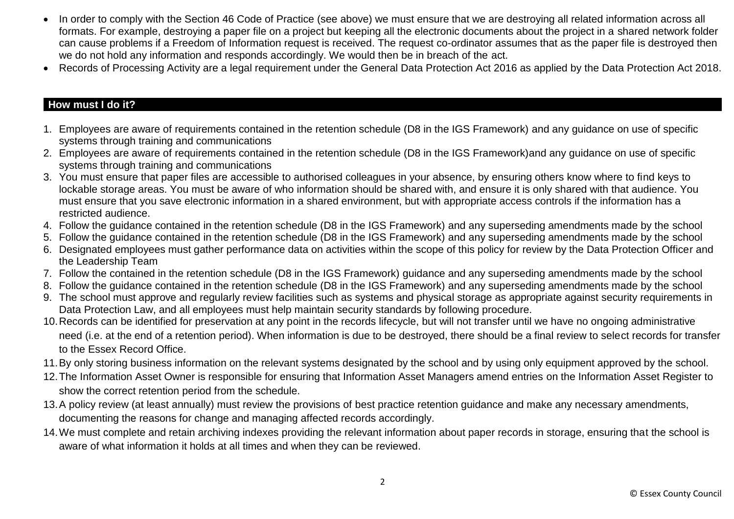- In order to comply with the Section 46 Code of Practice (see above) we must ensure that we are destroying all related information across all formats. For example, destroying a paper file on a project but keeping all the electronic documents about the project in a shared network folder can cause problems if a Freedom of Information request is received. The request co-ordinator assumes that as the paper file is destroyed then we do not hold any information and responds accordingly. We would then be in breach of the act.
- Records of Processing Activity are a legal requirement under the General Data Protection Act 2016 as applied by the Data Protection Act 2018.

## How must I do it?

1. Employees are aware of requirements contained in the retention schedule (D8 in the IGS Framework) and any guidance on use of specific systems through training and communications
2. Employees are aware of requirements contained in the retention schedule (D8 in the IGS Framework)and any guidance on use of specific systems through training and communications
3. You must ensure that paper files are accessible to authorised colleagues in your absence, by ensuring others know where to find keys to lockable storage areas. You must be aware of who information should be shared with, and ensure it is only shared with that audience. You must ensure that you save electronic information in a shared environment, but with appropriate access controls if the information has a restricted audience.
4. Follow the guidance contained in the retention schedule (D8 in the IGS Framework) and any superseding amendments made by the school
5. Follow the guidance contained in the retention schedule (D8 in the IGS Framework) and any superseding amendments made by the school
6. Designated employees must gather performance data on activities within the scope of this policy for review by the Data Protection Officer and the Leadership Team
7. Follow the contained in the retention schedule (D8 in the IGS Framework) guidance and any superseding amendments made by the school
8. Follow the guidance contained in the retention schedule (D8 in the IGS Framework) and any superseding amendments made by the school
9. The school must approve and regularly review facilities such as systems and physical storage as appropriate against security requirements in Data Protection Law, and all employees must help maintain security standards by following procedure.
10. Records can be identified for preservation at any point in the records lifecycle, but will not transfer until we have no ongoing administrative need (i.e. at the end of a retention period). When information is due to be destroyed, there should be a final review to select records for transfer to the Essex Record Office.
11. By only storing business information on the relevant systems designated by the school and by using only equipment approved by the school.
12. The Information Asset Owner is responsible for ensuring that Information Asset Managers amend entries on the Information Asset Register to show the correct retention period from the schedule.
13. A policy review (at least annually) must review the provisions of best practice retention guidance and make any necessary amendments, documenting the reasons for change and managing affected records accordingly.
14. We must complete and retain archiving indexes providing the relevant information about paper records in storage, ensuring that the school is aware of what information it holds at all times and when they can be reviewed.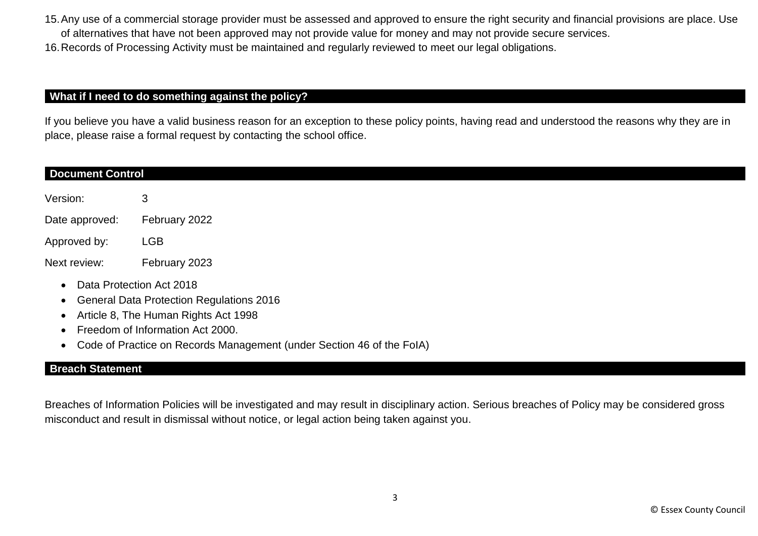15. Any use of a commercial storage provider must be assessed and approved to ensure the right security and financial provisions are place. Use of alternatives that have not been approved may not provide value for money and may not provide secure services.
16. Records of Processing Activity must be maintained and regularly reviewed to meet our legal obligations.

## What if I need to do something against the policy?

If you believe you have a valid business reason for an exception to these policy points, having read and understood the reasons why they are in place, please raise a formal request by contacting the school office.

## Document Control

Version: 3

Date approved: February 2022

Approved by: LGB

Next review: February 2023

- Data Protection Act 2018
- General Data Protection Regulations 2016
- Article 8, The Human Rights Act 1998
- Freedom of Information Act 2000.
- Code of Practice on Records Management (under Section 46 of the FoIA)

## Breach Statement

Breaches of Information Policies will be investigated and may result in disciplinary action. Serious breaches of Policy may be considered gross misconduct and result in dismissal without notice, or legal action being taken against you.

© Essex County Council